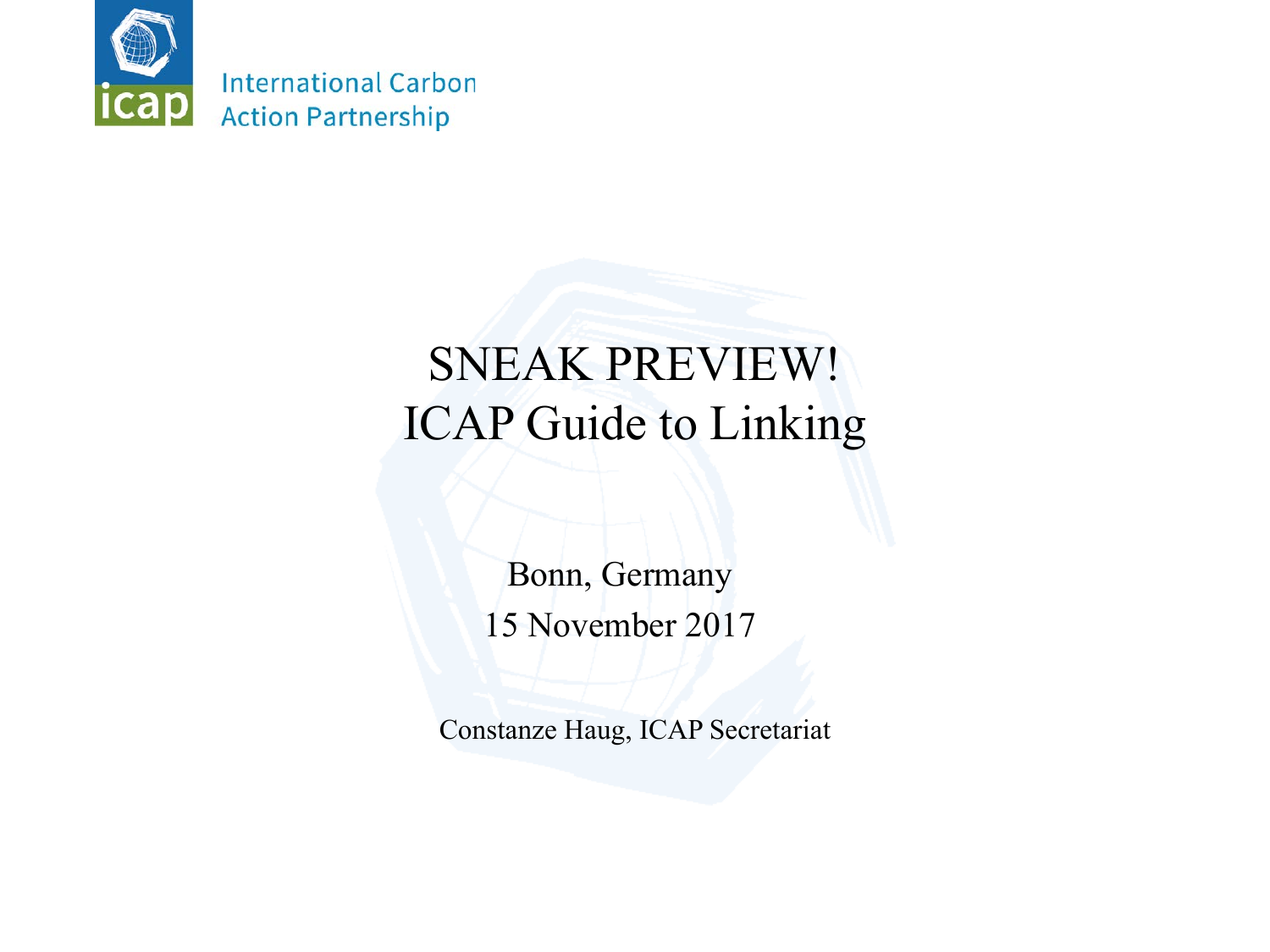International Carbon Action Partnership

# SNEAK PREVIEW!
# ICAP Guide to Linking

Bonn, Germany

15 November 2017

Constanze Haug, ICAP Secretariat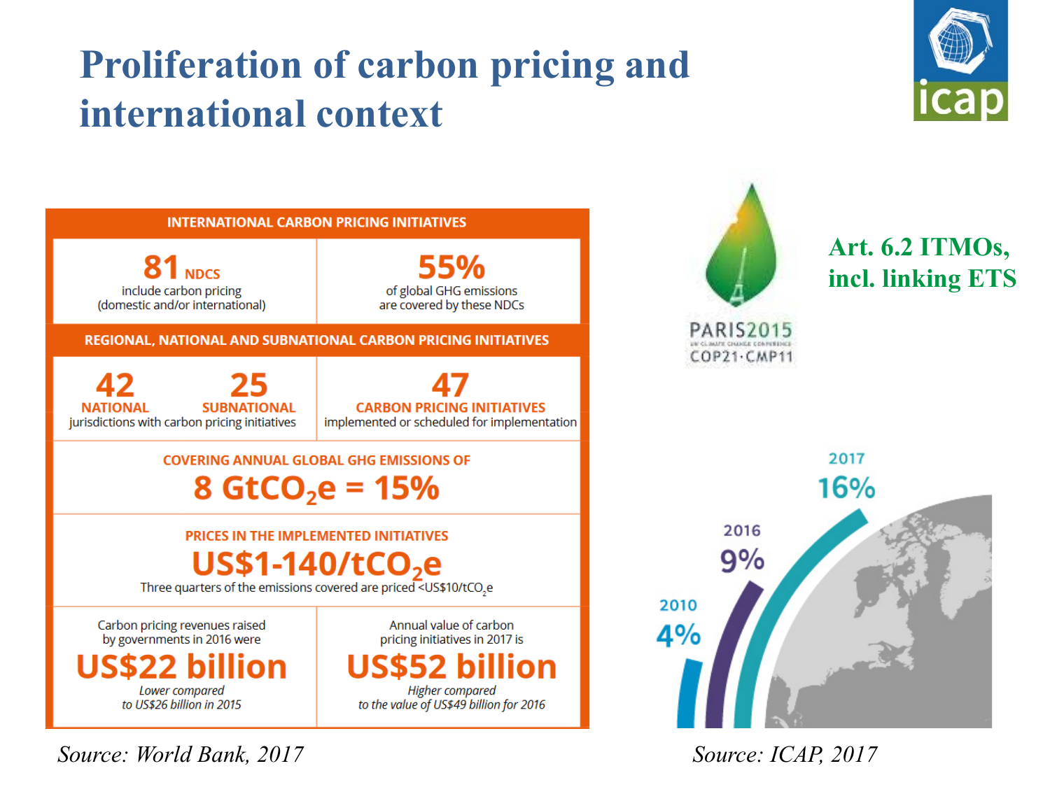# Proliferation of carbon pricing and international context

## INTERNATIONAL CARBON PRICING INITIATIVES

| | |
|---|---|
| **81 NDCS** include carbon pricing (domestic and/or international) | **55%** of global GHG emissions are covered by these NDCs |

## REGIONAL, NATIONAL AND SUBNATIONAL CARBON PRICING INITIATIVES

| | |
|---|---|
| **42 NATIONAL** / **25 SUBNATIONAL** jurisdictions with carbon pricing initiatives | **47 CARBON PRICING INITIATIVES** implemented or scheduled for implementation |

**COVERING ANNUAL GLOBAL GHG EMISSIONS OF**

**8 $GtCO_2e$ = 15%**

**PRICES IN THE IMPLEMENTED INITIATIVES**

**US$1-140/$tCO_2e$**

Three quarters of the emissions covered are priced <US$10/$tCO_2e$

| | |
|---|---|
| Carbon pricing revenues raised by governments in 2016 were **US$22 billion** *Lower compared to US$26 billion in 2015* | Annual value of carbon pricing initiatives in 2017 is **US$52 billion** *Higher compared to the value of US$49 billion for 2016* |

*Source: World Bank, 2017*

PARIS2015 COP21·CMP11

**Art. 6.2 ITMOs, incl. linking ETS**

2010: 4%
2016: 9%
2017: 16%

*Source: ICAP, 2017*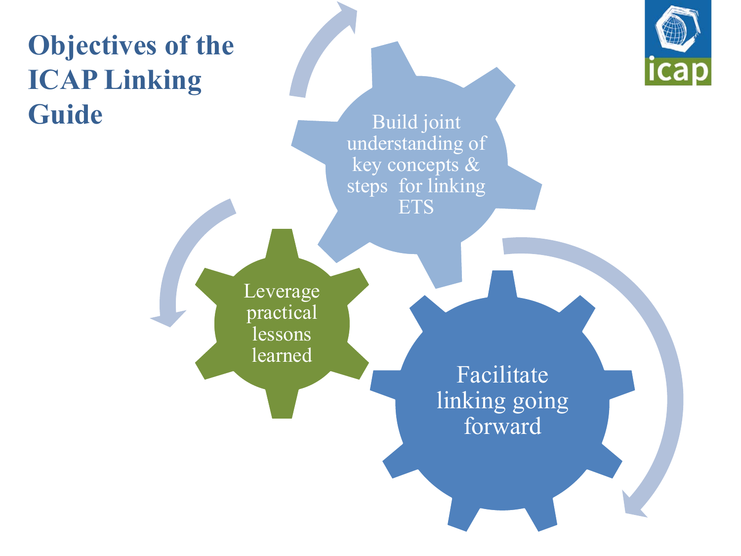# Objectives of the ICAP Linking Guide

- Build joint understanding of key concepts & steps for linking ETS
- Leverage practical lessons learned
- Facilitate linking going forward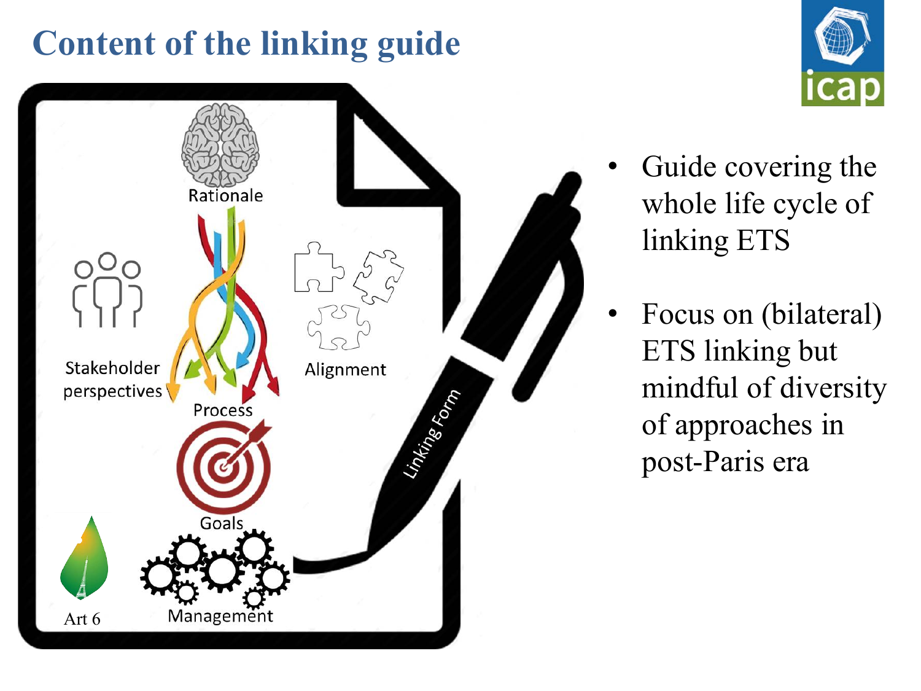# Content of the linking guide

Rationale

Stakeholder perspectives

Alignment

Process

Goals

Art 6

Management

Linking Form

- Guide covering the whole life cycle of linking ETS
- Focus on (bilateral) ETS linking but mindful of diversity of approaches in post-Paris era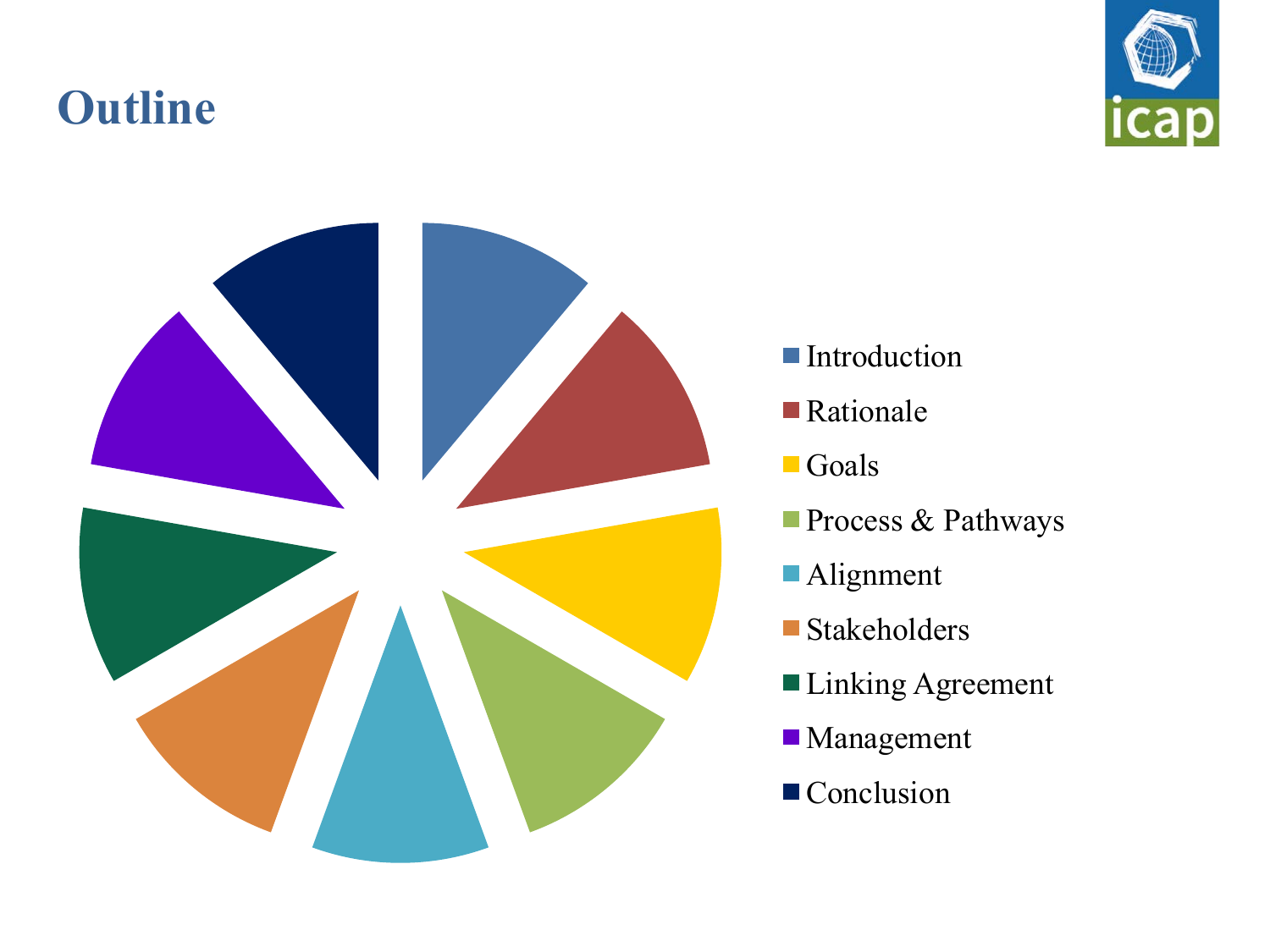# Outline

- Introduction
- Rationale
- Goals
- Process & Pathways
- Alignment
- Stakeholders
- Linking Agreement
- Management
- Conclusion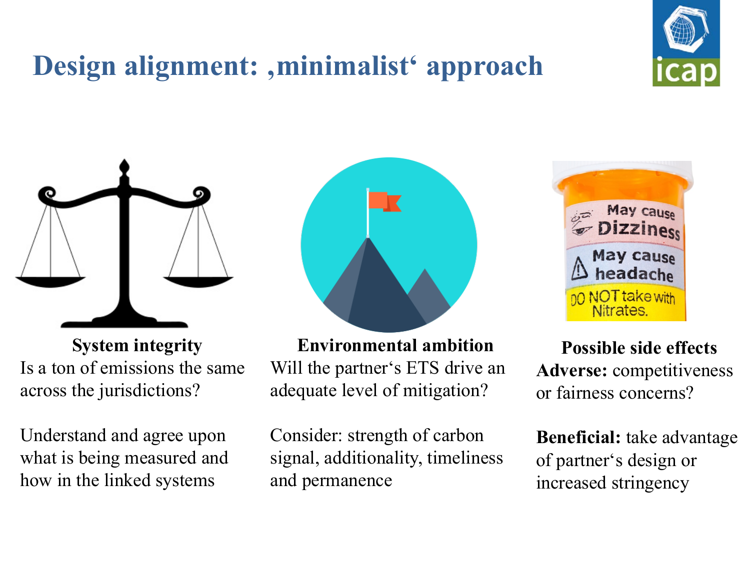# Design alignment: ‚minimalist' approach

**System integrity**

Is a ton of emissions the same across the jurisdictions?

Understand and agree upon what is being measured and how in the linked systems

**Environmental ambition**

Will the partner's ETS drive an adequate level of mitigation?

Consider: strength of carbon signal, additionality, timeliness and permanence

**Possible side effects**

**Adverse:** competitiveness or fairness concerns?

**Beneficial:** take advantage of partner's design or increased stringency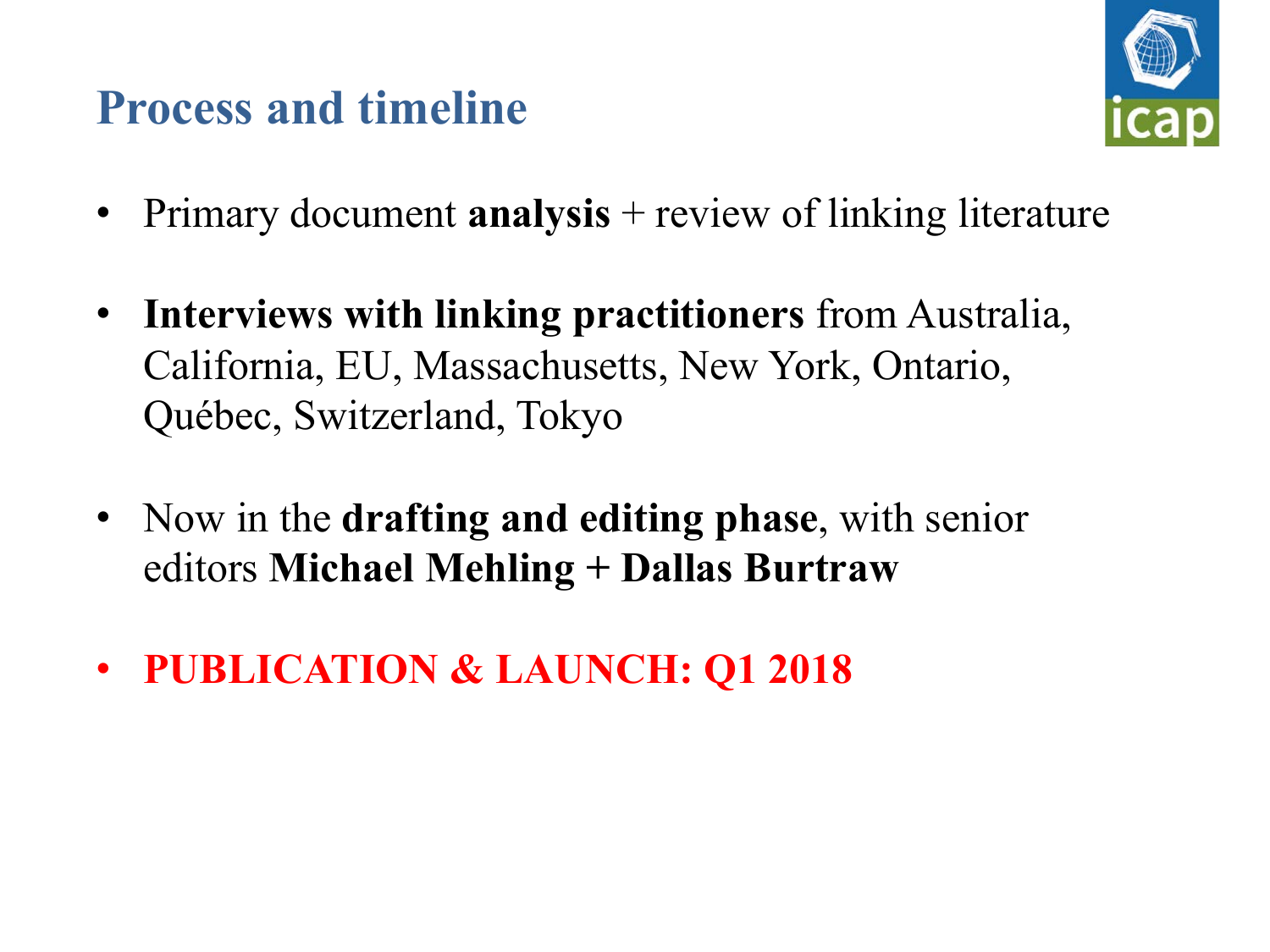# Process and timeline

- Primary document **analysis** + review of linking literature
- **Interviews with linking practitioners** from Australia, California, EU, Massachusetts, New York, Ontario, Québec, Switzerland, Tokyo
- Now in the **drafting and editing phase**, with senior editors **Michael Mehling + Dallas Burtraw**
- **PUBLICATION & LAUNCH: Q1 2018**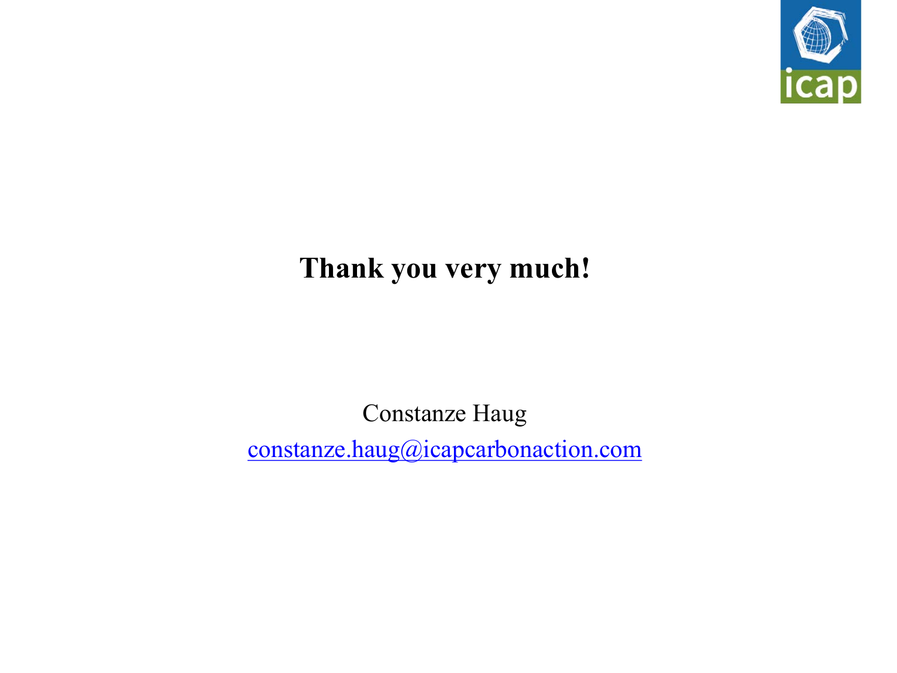**Thank you very much!**

Constanze Haug

constanze.haug@icapcarbonaction.com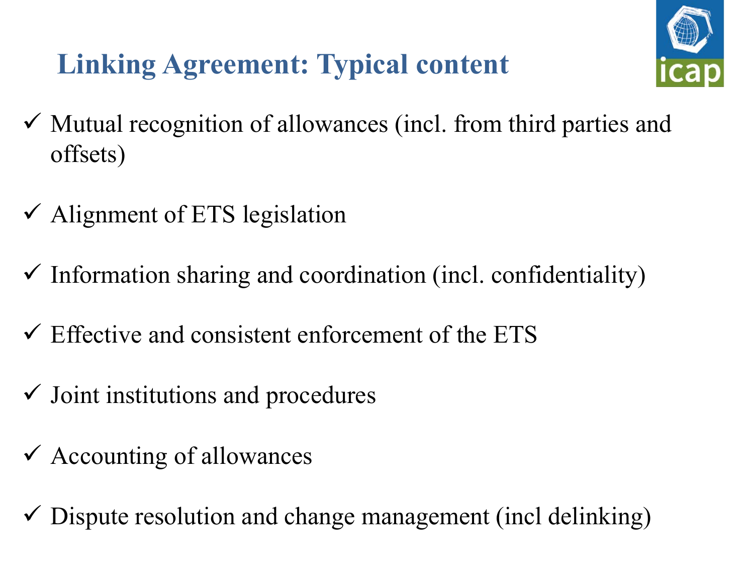# Linking Agreement: Typical content

- ✓ Mutual recognition of allowances (incl. from third parties and offsets)
- ✓ Alignment of ETS legislation
- ✓ Information sharing and coordination (incl. confidentiality)
- ✓ Effective and consistent enforcement of the ETS
- ✓ Joint institutions and procedures
- ✓ Accounting of allowances
- ✓ Dispute resolution and change management (incl delinking)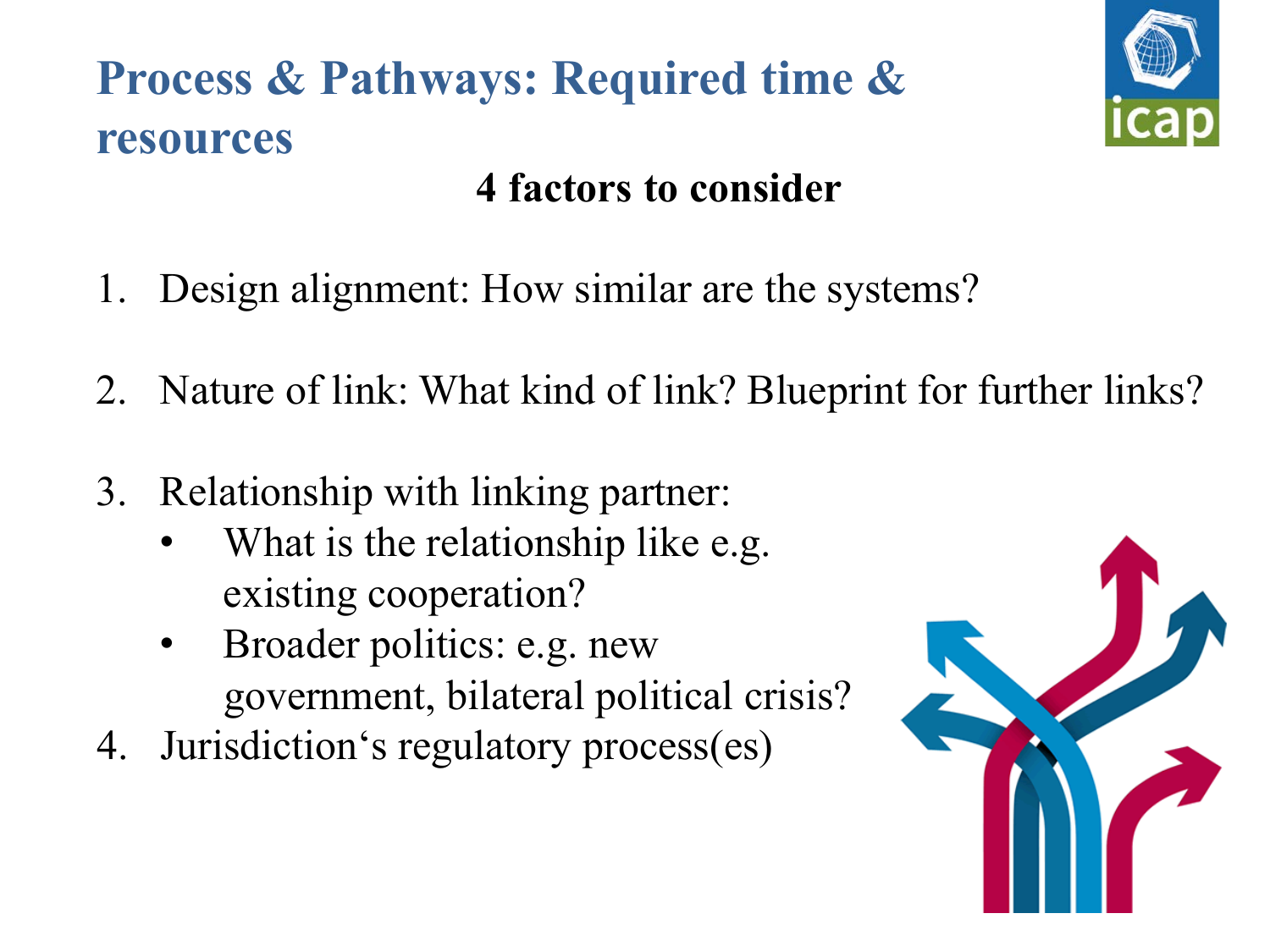# Process & Pathways: Required time & resources

**4 factors to consider**

1. Design alignment: How similar are the systems?
2. Nature of link: What kind of link? Blueprint for further links?
3. Relationship with linking partner:
   - What is the relationship like e.g. existing cooperation?
   - Broader politics: e.g. new government, bilateral political crisis?
4. Jurisdiction‘s regulatory process(es)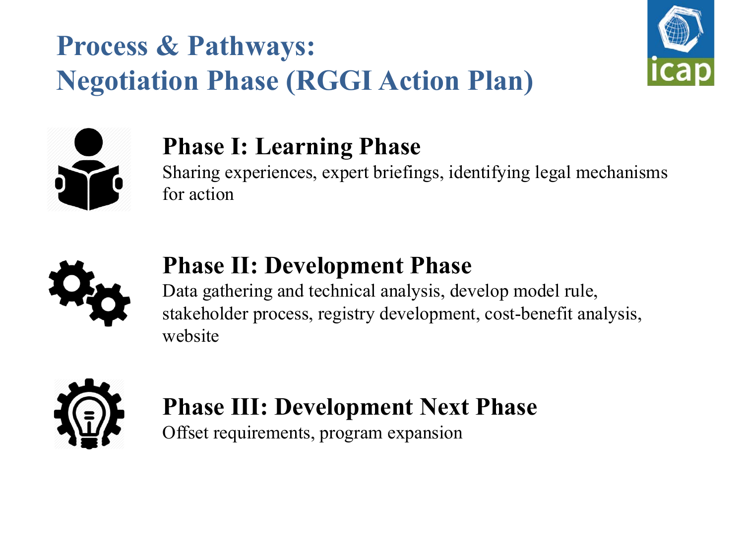# Process & Pathways: Negotiation Phase (RGGI Action Plan)

## Phase I: Learning Phase

Sharing experiences, expert briefings, identifying legal mechanisms for action

## Phase II: Development Phase

Data gathering and technical analysis, develop model rule, stakeholder process, registry development, cost-benefit analysis, website

## Phase III: Development Next Phase

Offset requirements, program expansion